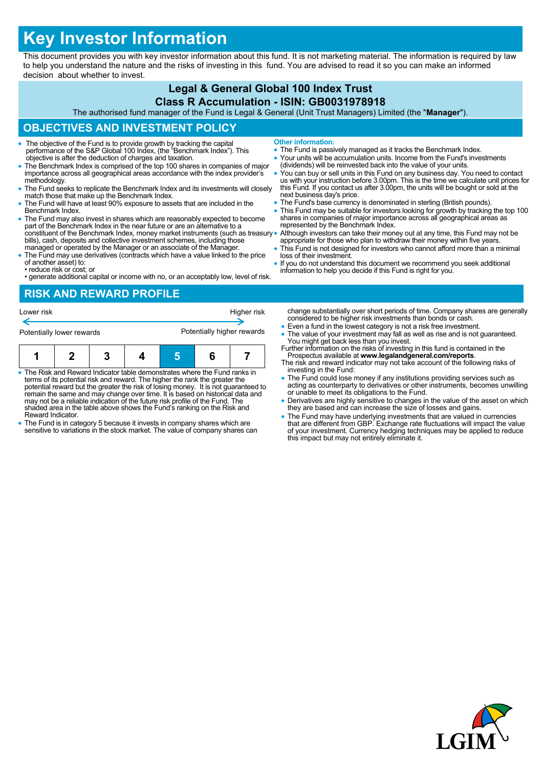# Key Investor Information

This document provides you with key investor information about this fund. It is not marketing material. The information is required by law to help you understand the nature and the risks of investing in this fund. You are advised to read it so you can make an informed decision about whether to invest.

**Legal & General Global 100 Index Trust**

**Class R Accumulation - ISIN: GB0031978918**

The authorised fund manager of the Fund is Legal & General (Unit Trust Managers) Limited (the "**Manager**").

## OBJECTIVES AND INVESTMENT POLICY

- The objective of the Fund is to provide growth by tracking the capital performance of the S&P Global 100 Index, (the "Benchmark Index"). This objective is after the deduction of charges and taxation.
- The Benchmark Index is comprised of the top 100 shares in companies of major importance across all geographical areas accordance with the index provider's methodology.
- The Fund seeks to replicate the Benchmark Index and its investments will closely match those that make up the Benchmark Index.
- The Fund will have at least 90% exposure to assets that are included in the Benchmark Index.
- The Fund may also invest in shares which are reasonably expected to become part of the Benchmark Index in the near future or are an alternative to a constituent of the Benchmark Index, money market instruments (such as treasury bills), cash, deposits and collective investment schemes, including those managed or operated by the Manager or an associate of the Manager.
- The Fund may use derivatives (contracts which have a value linked to the price of another asset) to:
  - reduce risk or cost; or
  - generate additional capital or income with no, or an acceptably low, level of risk.

**Other information:**

- The Fund is passively managed as it tracks the Benchmark Index.
- Your units will be accumulation units. Income from the Fund's investments (dividends) will be reinvested back into the value of your units.
- You can buy or sell units in this Fund on any business day. You need to contact us with your instruction before 3.00pm. This is the time we calculate unit prices for this Fund. If you contact us after 3.00pm, the units will be bought or sold at the next business day's price.
- The Fund's base currency is denominated in sterling (British pounds).
- This Fund may be suitable for investors looking for growth by tracking the top 100 shares in companies of major importance across all geographical areas as represented by the Benchmark Index.
- Although investors can take their money out at any time, this Fund may not be appropriate for those who plan to withdraw their money within five years.
- This Fund is not designed for investors who cannot afford more than a minimal loss of their investment.
- If you do not understand this document we recommend you seek additional information to help you decide if this Fund is right for you.

## RISK AND REWARD PROFILE

Lower risk ← → Higher risk

Potentially lower rewards ← → Potentially higher rewards

| 1 | 2 | 3 | 4 | **5** | 6 | 7 |
|---|---|---|---|---|---|---|

- The Risk and Reward Indicator table demonstrates where the Fund ranks in terms of its potential risk and reward. The higher the rank the greater the potential reward but the greater the risk of losing money. It is not guaranteed to remain the same and may change over time. It is based on historical data and may not be a reliable indication of the future risk profile of the Fund. The shaded area in the table above shows the Fund's ranking on the Risk and Reward Indicator.
- The Fund is in category 5 because it invests in company shares which are sensitive to variations in the stock market. The value of company shares can change substantially over short periods of time. Company shares are generally considered to be higher risk investments than bonds or cash.
- Even a fund in the lowest category is not a risk free investment.
- The value of your investment may fall as well as rise and is not guaranteed. You might get back less than you invest.

Further information on the risks of investing in this fund is contained in the Prospectus available at **www.legalandgeneral.com/reports**.

The risk and reward indicator may not take account of the following risks of investing in the Fund:

- The Fund could lose money if any institutions providing services such as acting as counterparty to derivatives or other instruments, becomes unwilling or unable to meet its obligations to the Fund.
- Derivatives are highly sensitive to changes in the value of the asset on which they are based and can increase the size of losses and gains.
- The Fund may have underlying investments that are valued in currencies that are different from GBP. Exchange rate fluctuations will impact the value of your investment. Currency hedging techniques may be applied to reduce this impact but may not entirely eliminate it.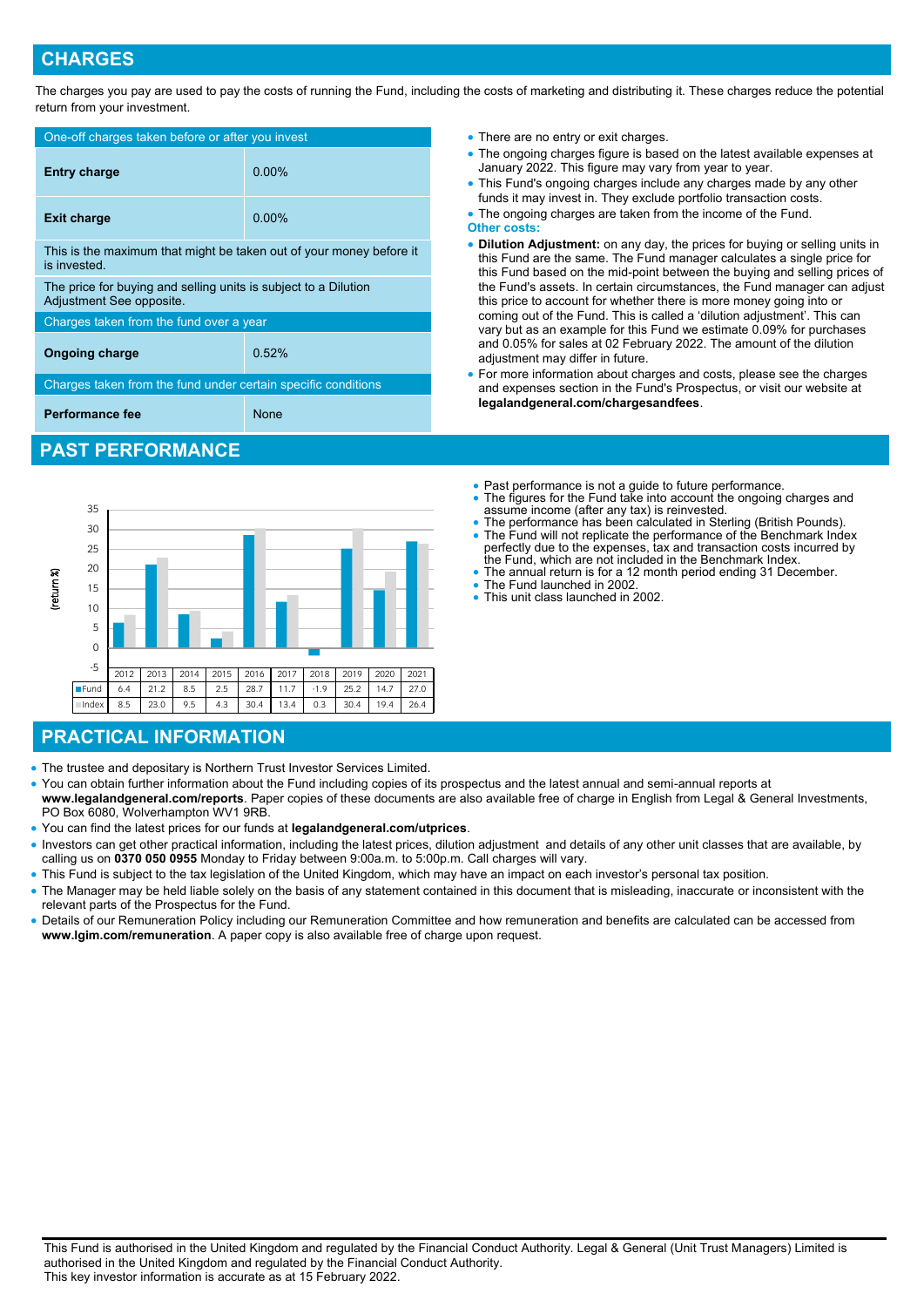## CHARGES

The charges you pay are used to pay the costs of running the Fund, including the costs of marketing and distributing it. These charges reduce the potential return from your investment.

| One-off charges taken before or after you invest | |
|---|---|
| **Entry charge** | 0.00% |
| **Exit charge** | 0.00% |
| This is the maximum that might be taken out of your money before it is invested. | |
| The price for buying and selling units is subject to a Dilution Adjustment See opposite. | |
| **Charges taken from the fund over a year** | |
| **Ongoing charge** | 0.52% |
| **Charges taken from the fund under certain specific conditions** | |
| **Performance fee** | None |

- There are no entry or exit charges.
- The ongoing charges figure is based on the latest available expenses at January 2022. This figure may vary from year to year.
- This Fund's ongoing charges include any charges made by any other funds it may invest in. They exclude portfolio transaction costs.
- The ongoing charges are taken from the income of the Fund.

**Other costs:**

- **Dilution Adjustment:** on any day, the prices for buying or selling units in this Fund are the same. The Fund manager calculates a single price for this Fund based on the mid-point between the buying and selling prices of the Fund's assets. In certain circumstances, the Fund manager can adjust this price to account for whether there is more money going into or coming out of the Fund. This is called a 'dilution adjustment'. This can vary but as an example for this Fund we estimate 0.09% for purchases and 0.05% for sales at 02 February 2022. The amount of the dilution adjustment may differ in future.
- For more information about charges and costs, please see the charges and expenses section in the Fund's Prospectus, or visit our website at **legalandgeneral.com/chargesandfees**.

## PAST PERFORMANCE

(return %)

35
30
25
20
15
10
5
0
-5

| | 2012 | 2013 | 2014 | 2015 | 2016 | 2017 | 2018 | 2019 | 2020 | 2021 |
|---|---|---|---|---|---|---|---|---|---|---|
| Fund | 6.4 | 21.2 | 8.5 | 2.5 | 28.7 | 11.7 | -1.9 | 25.2 | 14.7 | 27.0 |
| Index | 8.5 | 23.0 | 9.5 | 4.3 | 30.4 | 13.4 | 0.3 | 30.4 | 19.4 | 26.4 |

- Past performance is not a guide to future performance.
- The figures for the Fund take into account the ongoing charges and assume income (after any tax) is reinvested.
- The performance has been calculated in Sterling (British Pounds).
- The Fund will not replicate the performance of the Benchmark Index perfectly due to the expenses, tax and transaction costs incurred by the Fund, which are not included in the Benchmark Index.
- The annual return is for a 12 month period ending 31 December.
- The Fund launched in 2002.
- This unit class launched in 2002.

## PRACTICAL INFORMATION

- The trustee and depositary is Northern Trust Investor Services Limited.
- You can obtain further information about the Fund including copies of its prospectus and the latest annual and semi-annual reports at **www.legalandgeneral.com/reports**. Paper copies of these documents are also available free of charge in English from Legal & General Investments, PO Box 6080, Wolverhampton WV1 9RB.
- You can find the latest prices for our funds at **legalandgeneral.com/utprices**.
- Investors can get other practical information, including the latest prices, dilution adjustment and details of any other unit classes that are available, by calling us on **0370 050 0955** Monday to Friday between 9:00a.m. to 5:00p.m. Call charges will vary.
- This Fund is subject to the tax legislation of the United Kingdom, which may have an impact on each investor's personal tax position.
- The Manager may be held liable solely on the basis of any statement contained in this document that is misleading, inaccurate or inconsistent with the relevant parts of the Prospectus for the Fund.
- Details of our Remuneration Policy including our Remuneration Committee and how remuneration and benefits are calculated can be accessed from **www.lgim.com/remuneration**. A paper copy is also available free of charge upon request.

This Fund is authorised in the United Kingdom and regulated by the Financial Conduct Authority. Legal & General (Unit Trust Managers) Limited is authorised in the United Kingdom and regulated by the Financial Conduct Authority.
This key investor information is accurate as at 15 February 2022.